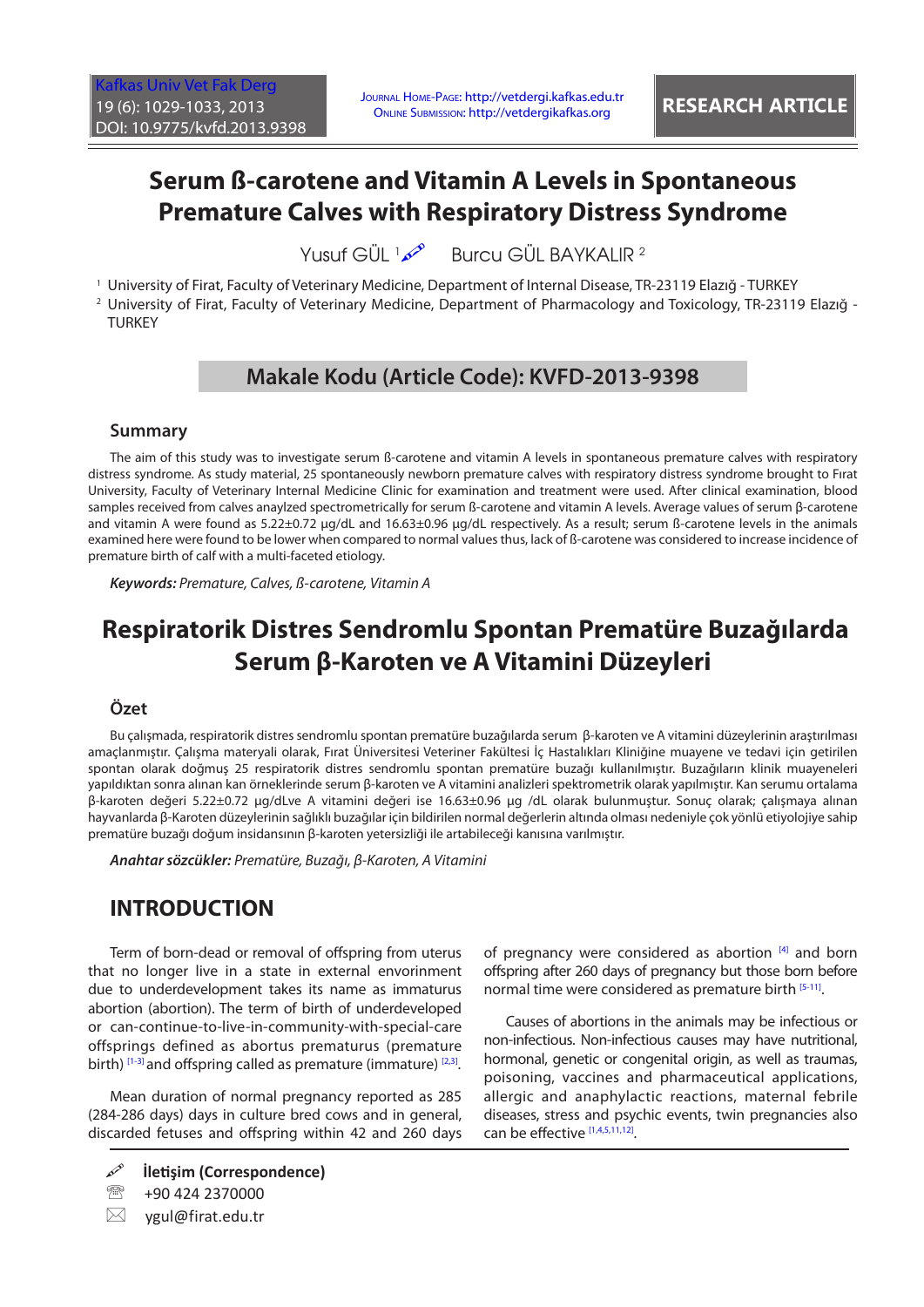# Serum ß-carotene and Vitamin A Levels in Spontaneous Premature Calves with Respiratory Distress Syndrome

Yusuf GÜL [1] Burcu GÜL BAYKALIR [2]

[1] University of Firat, Faculty of Veterinary Medicine, Department of Internal Disease, TR-23119 Elazığ - TURKEY
[2] University of Firat, Faculty of Veterinary Medicine, Department of Pharmacology and Toxicology, TR-23119 Elazığ - TURKEY

## Makale Kodu (Article Code): KVFD-2013-9398

### Summary

The aim of this study was to investigate serum ß-carotene and vitamin A levels in spontaneous premature calves with respiratory distress syndrome. As study material, 25 spontaneously newborn premature calves with respiratory distress syndrome brought to Fırat University, Faculty of Veterinary Internal Medicine Clinic for examination and treatment were used. After clinical examination, blood samples received from calves anaylzed spectrometrically for serum ß-carotene and vitamin A levels. Average values of serum β-carotene and vitamin A were found as 5.22±0.72 µg/dL and 16.63±0.96 µg/dL respectively. As a result; serum ß-carotene levels in the animals examined here were found to be lower when compared to normal values thus, lack of ß-carotene was considered to increase incidence of premature birth of calf with a multi-faceted etiology.

***Keywords:*** *Premature, Calves, ß-carotene, Vitamin A*

# Respiratorik Distres Sendromlu Spontan Prematüre Buzağılarda Serum β-Karoten ve A Vitamini Düzeyleri

### Özet

Bu çalışmada, respiratorik distres sendromlu spontan prematüre buzağılarda serum β-karoten ve A vitamini düzeylerinin araştırılması amaçlanmıştır. Çalışma materyali olarak, Fırat Üniversitesi Veteriner Fakültesi İç Hastalıkları Kliniğine muayene ve tedavi için getirilen spontan olarak doğmuş 25 respiratorik distres sendromlu spontan prematüre buzağı kullanılmıştır. Buzağıların klinik muayeneleri yapıldıktan sonra alınan kan örneklerinde serum β-karoten ve A vitamini analizleri spektrometrik olarak yapılmıştır. Kan serumu ortalama β-karoten değeri 5.22±0.72 µg/dLve A vitamini değeri ise 16.63±0.96 µg /dL olarak bulunmuştur. Sonuç olarak; çalışmaya alınan hayvanlarda β-Karoten düzeylerinin sağlıklı buzağılar için bildirilen normal değerlerin altında olması nedeniyle çok yönlü etiyolojiye sahip prematüre buzağı doğum insidansının β-karoten yetersizliği ile artabileceği kanısına varılmıştır.

***Anahtar sözcükler:*** *Prematüre, Buzağı, β-Karoten, A Vitamini*

## INTRODUCTION

Term of born-dead or removal of offspring from uterus that no longer live in a state in external envorinment due to underdevelopment takes its name as immaturus abortion (abortion). The term of birth of underdeveloped or can-continue-to-live-in-community-with-special-care offsprings defined as abortus prematurus (premature birth) [1-3] and offspring called as premature (immature) [2,3].

Mean duration of normal pregnancy reported as 285 (284-286 days) days in culture bred cows and in general, discarded fetuses and offspring within 42 and 260 days of pregnancy were considered as abortion [4] and born offspring after 260 days of pregnancy but those born before normal time were considered as premature birth [5-11].

Causes of abortions in the animals may be infectious or non-infectious. Non-infectious causes may have nutritional, hormonal, genetic or congenital origin, as well as traumas, poisoning, vaccines and pharmaceutical applications, allergic and anaphylactic reactions, maternal febrile diseases, stress and psychic events, twin pregnancies also can be effective [1,4,5,11,12].

**İletişim (Correspondence)**

+90 424 2370000

ygul@firat.edu.tr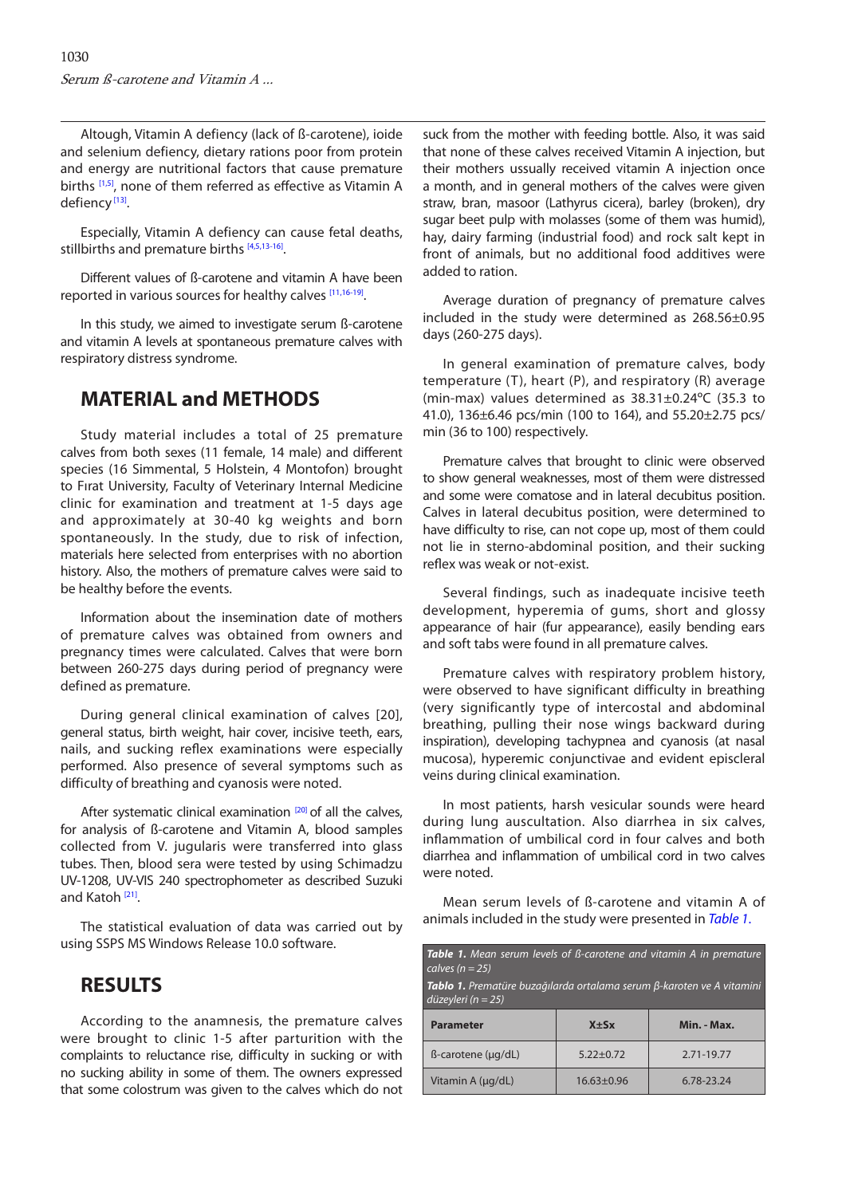Altough, Vitamin A defiency (lack of ß-carotene), ioide and selenium defiency, dietary rations poor from protein and energy are nutritional factors that cause premature births [1,5], none of them referred as effective as Vitamin A defiency [13].

Especially, Vitamin A defiency can cause fetal deaths, stillbirths and premature births [4,5,13-16].

Different values of ß-carotene and vitamin A have been reported in various sources for healthy calves [11,16-19].

In this study, we aimed to investigate serum ß-carotene and vitamin A levels at spontaneous premature calves with respiratory distress syndrome.

## MATERIAL and METHODS

Study material includes a total of 25 premature calves from both sexes (11 female, 14 male) and different species (16 Simmental, 5 Holstein, 4 Montofon) brought to Fırat University, Faculty of Veterinary Internal Medicine clinic for examination and treatment at 1-5 days age and approximately at 30-40 kg weights and born spontaneously. In the study, due to risk of infection, materials here selected from enterprises with no abortion history. Also, the mothers of premature calves were said to be healthy before the events.

Information about the insemination date of mothers of premature calves was obtained from owners and pregnancy times were calculated. Calves that were born between 260-275 days during period of pregnancy were defined as premature.

During general clinical examination of calves [20], general status, birth weight, hair cover, incisive teeth, ears, nails, and sucking reflex examinations were especially performed. Also presence of several symptoms such as difficulty of breathing and cyanosis were noted.

After systematic clinical examination [20] of all the calves, for analysis of ß-carotene and Vitamin A, blood samples collected from V. jugularis were transferred into glass tubes. Then, blood sera were tested by using Schimadzu UV-1208, UV-VIS 240 spectrophometer as described Suzuki and Katoh [21].

The statistical evaluation of data was carried out by using SSPS MS Windows Release 10.0 software.

## RESULTS

According to the anamnesis, the premature calves were brought to clinic 1-5 after parturition with the complaints to reluctance rise, difficulty in sucking or with no sucking ability in some of them. The owners expressed that some colostrum was given to the calves which do not suck from the mother with feeding bottle. Also, it was said that none of these calves received Vitamin A injection, but their mothers ussually received vitamin A injection once a month, and in general mothers of the calves were given straw, bran, masoor (Lathyrus cicera), barley (broken), dry sugar beet pulp with molasses (some of them was humid), hay, dairy farming (industrial food) and rock salt kept in front of animals, but no additional food additives were added to ration.

Average duration of pregnancy of premature calves included in the study were determined as 268.56±0.95 days (260-275 days).

In general examination of premature calves, body temperature (T), heart (P), and respiratory (R) average (min-max) values determined as 38.31±0.24°C (35.3 to 41.0), 136±6.46 pcs/min (100 to 164), and 55.20±2.75 pcs/min (36 to 100) respectively.

Premature calves that brought to clinic were observed to show general weaknesses, most of them were distressed and some were comatose and in lateral decubitus position. Calves in lateral decubitus position, were determined to have difficulty to rise, can not cope up, most of them could not lie in sterno-abdominal position, and their sucking reflex was weak or not-exist.

Several findings, such as inadequate incisive teeth development, hyperemia of gums, short and glossy appearance of hair (fur appearance), easily bending ears and soft tabs were found in all premature calves.

Premature calves with respiratory problem history, were observed to have significant difficulty in breathing (very significantly type of intercostal and abdominal breathing, pulling their nose wings backward during inspiration), developing tachypnea and cyanosis (at nasal mucosa), hyperemic conjunctivae and evident episcleral veins during clinical examination.

In most patients, harsh vesicular sounds were heard during lung auscultation. Also diarrhea in six calves, inflammation of umbilical cord in four calves and both diarrhea and inflammation of umbilical cord in two calves were noted.

Mean serum levels of ß-carotene and vitamin A of animals included in the study were presented in *Table 1.*

***Table 1.*** *Mean serum levels of ß-carotene and vitamin A in premature calves (n = 25)*

***Tablo 1.*** *Prematüre buzağılarda ortalama serum β-karoten ve A vitamini düzeyleri (n = 25)*

| Parameter | X±Sx | Min. - Max. |
|---|---|---|
| ß-carotene (µg/dL) | 5.22±0.72 | 2.71-19.77 |
| Vitamin A (µg/dL) | 16.63±0.96 | 6.78-23.24 |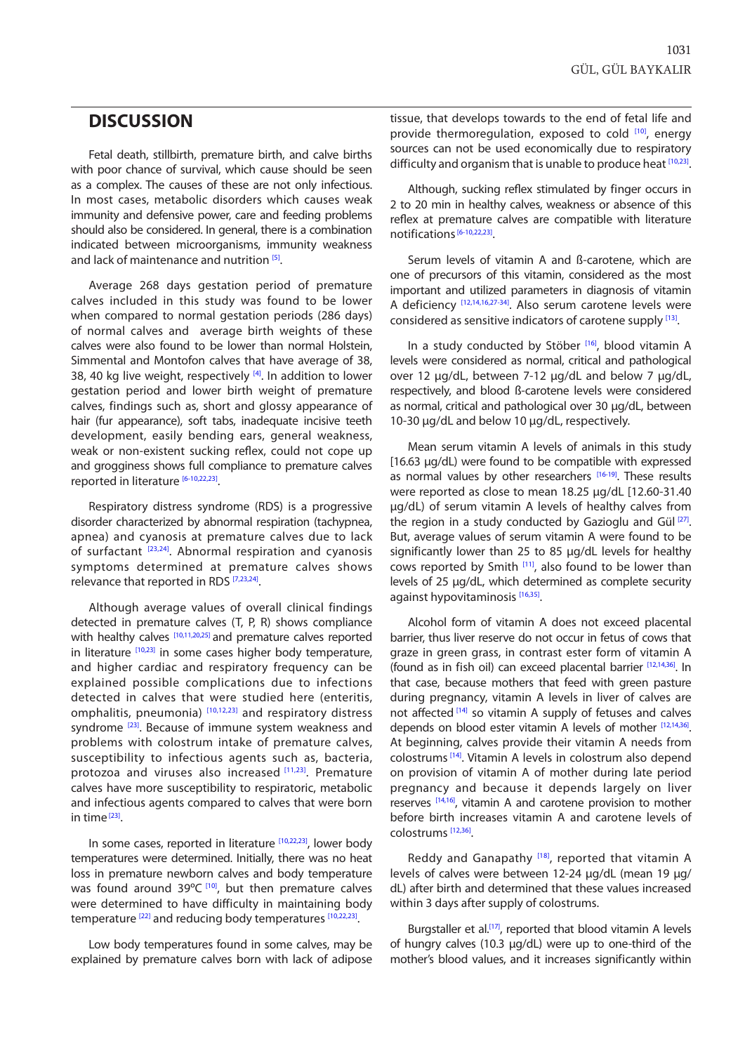## DISCUSSION

Fetal death, stillbirth, premature birth, and calve births with poor chance of survival, which cause should be seen as a complex. The causes of these are not only infectious. In most cases, metabolic disorders which causes weak immunity and defensive power, care and feeding problems should also be considered. In general, there is a combination indicated between microorganisms, immunity weakness and lack of maintenance and nutrition [5].

Average 268 days gestation period of premature calves included in this study was found to be lower when compared to normal gestation periods (286 days) of normal calves and average birth weights of these calves were also found to be lower than normal Holstein, Simmental and Montofon calves that have average of 38, 38, 40 kg live weight, respectively [4]. In addition to lower gestation period and lower birth weight of premature calves, findings such as, short and glossy appearance of hair (fur appearance), soft tabs, inadequate incisive teeth development, easily bending ears, general weakness, weak or non-existent sucking reflex, could not cope up and grogginess shows full compliance to premature calves reported in literature [6-10,22,23].

Respiratory distress syndrome (RDS) is a progressive disorder characterized by abnormal respiration (tachypnea, apnea) and cyanosis at premature calves due to lack of surfactant [23,24]. Abnormal respiration and cyanosis symptoms determined at premature calves shows relevance that reported in RDS [7,23,24].

Although average values of overall clinical findings detected in premature calves (T, P, R) shows compliance with healthy calves [10,11,20,25] and premature calves reported in literature [10,23] in some cases higher body temperature, and higher cardiac and respiratory frequency can be explained possible complications due to infections detected in calves that were studied here (enteritis, omphalitis, pneumonia) [10,12,23] and respiratory distress syndrome [23]. Because of immune system weakness and problems with colostrum intake of premature calves, susceptibility to infectious agents such as, bacteria, protozoa and viruses also increased [11,23]. Premature calves have more susceptibility to respiratoric, metabolic and infectious agents compared to calves that were born in time [23].

In some cases, reported in literature [10,22,23], lower body temperatures were determined. Initially, there was no heat loss in premature newborn calves and body temperature was found around 39ºC [10], but then premature calves were determined to have difficulty in maintaining body temperature [22] and reducing body temperatures [10,22,23].

Low body temperatures found in some calves, may be explained by premature calves born with lack of adipose tissue, that develops towards to the end of fetal life and provide thermoregulation, exposed to cold [10], energy sources can not be used economically due to respiratory difficulty and organism that is unable to produce heat [10,23].

Although, sucking reflex stimulated by finger occurs in 2 to 20 min in healthy calves, weakness or absence of this reflex at premature calves are compatible with literature notifications [6-10,22,23].

Serum levels of vitamin A and ß-carotene, which are one of precursors of this vitamin, considered as the most important and utilized parameters in diagnosis of vitamin A deficiency [12,14,16,27-34]. Also serum carotene levels were considered as sensitive indicators of carotene supply [13].

In a study conducted by Stöber [16], blood vitamin A levels were considered as normal, critical and pathological over 12 µg/dL, between 7-12 µg/dL and below 7 µg/dL, respectively, and blood ß-carotene levels were considered as normal, critical and pathological over 30 µg/dL, between 10-30 µg/dL and below 10 µg/dL, respectively.

Mean serum vitamin A levels of animals in this study [16.63 µg/dL) were found to be compatible with expressed as normal values by other researchers [16-19]. These results were reported as close to mean 18.25 µg/dL [12.60-31.40 µg/dL) of serum vitamin A levels of healthy calves from the region in a study conducted by Gazioglu and Gül [27]. But, average values of serum vitamin A were found to be significantly lower than 25 to 85 µg/dL levels for healthy cows reported by Smith [11], also found to be lower than levels of 25 µg/dL, which determined as complete security against hypovitaminosis [16,35].

Alcohol form of vitamin A does not exceed placental barrier, thus liver reserve do not occur in fetus of cows that graze in green grass, in contrast ester form of vitamin A (found as in fish oil) can exceed placental barrier [12,14,36]. In that case, because mothers that feed with green pasture during pregnancy, vitamin A levels in liver of calves are not affected [14] so vitamin A supply of fetuses and calves depends on blood ester vitamin A levels of mother [12,14,36]. At beginning, calves provide their vitamin A needs from colostrums [14]. Vitamin A levels in colostrum also depend on provision of vitamin A of mother during late period pregnancy and because it depends largely on liver reserves [14,16], vitamin A and carotene provision to mother before birth increases vitamin A and carotene levels of colostrums [12,36].

Reddy and Ganapathy [18], reported that vitamin A levels of calves were between 12-24 µg/dL (mean 19 µg/dL) after birth and determined that these values increased within 3 days after supply of colostrums.

Burgstaller et al.[17], reported that blood vitamin A levels of hungry calves (10.3 µg/dL) were up to one-third of the mother's blood values, and it increases significantly within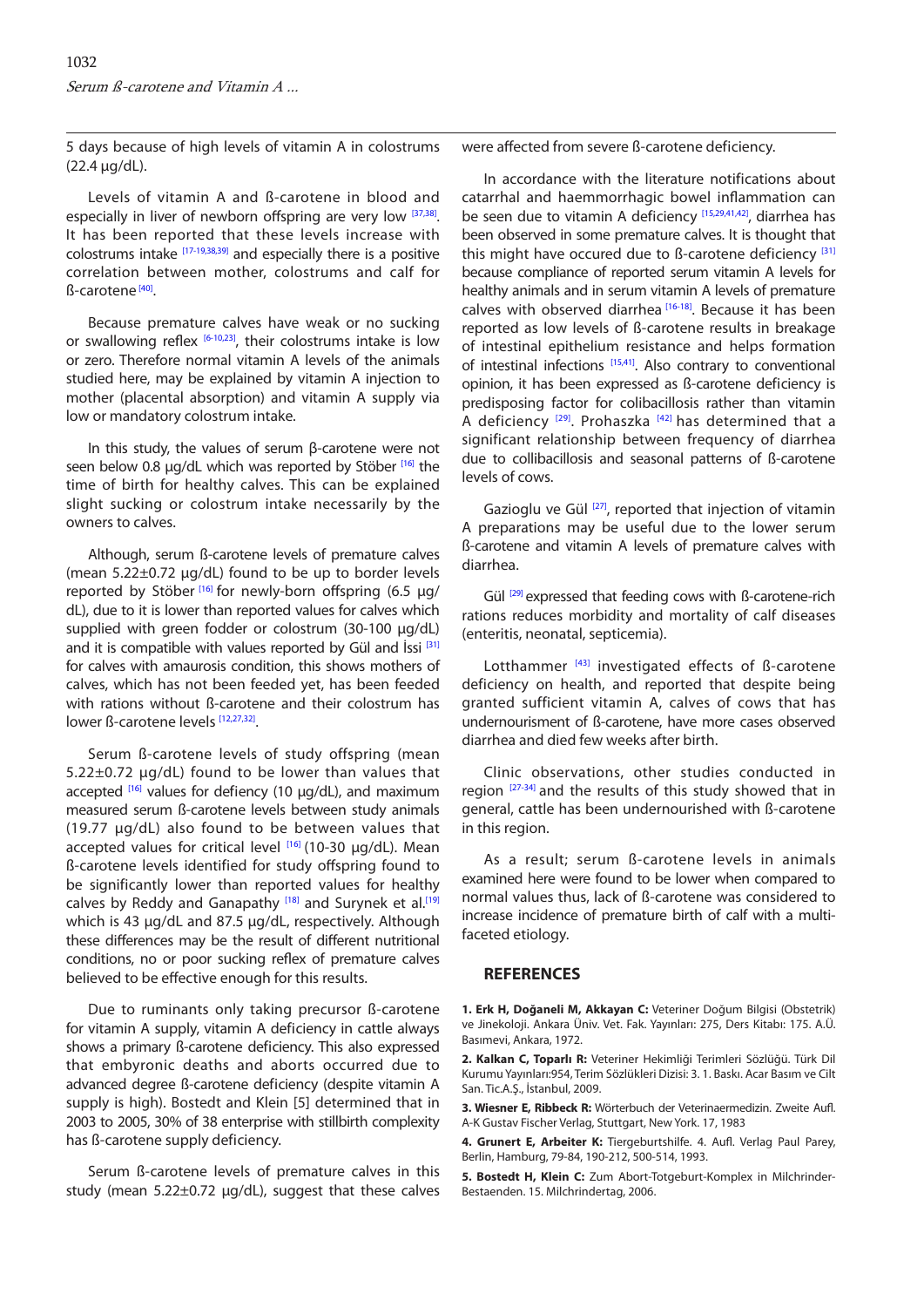5 days because of high levels of vitamin A in colostrums (22.4 µg/dL).

Levels of vitamin A and ß-carotene in blood and especially in liver of newborn offspring are very low [37,38]. It has been reported that these levels increase with colostrums intake [17-19,38,39] and especially there is a positive correlation between mother, colostrums and calf for ß-carotene [40].

Because premature calves have weak or no sucking or swallowing reflex [6-10,23], their colostrums intake is low or zero. Therefore normal vitamin A levels of the animals studied here, may be explained by vitamin A injection to mother (placental absorption) and vitamin A supply via low or mandatory colostrum intake.

In this study, the values of serum β-carotene were not seen below 0.8 µg/dL which was reported by Stöber [16] the time of birth for healthy calves. This can be explained slight sucking or colostrum intake necessarily by the owners to calves.

Although, serum ß-carotene levels of premature calves (mean 5.22±0.72 µg/dL) found to be up to border levels reported by Stöber [16] for newly-born offspring (6.5 µg/dL), due to it is lower than reported values for calves which supplied with green fodder or colostrum (30-100 µg/dL) and it is compatible with values reported by Gül and İssi [31] for calves with amaurosis condition, this shows mothers of calves, which has not been feeded yet, has been feeded with rations without ß-carotene and their colostrum has lower ß-carotene levels [12,27,32].

Serum ß-carotene levels of study offspring (mean 5.22±0.72 µg/dL) found to be lower than values that accepted [16] values for defiency (10 µg/dL), and maximum measured serum ß-carotene levels between study animals (19.77 µg/dL) also found to be between values that accepted values for critical level [16] (10-30 µg/dL). Mean ß-carotene levels identified for study offspring found to be significantly lower than reported values for healthy calves by Reddy and Ganapathy [18] and Surynek et al.[19] which is 43 µg/dL and 87.5 µg/dL, respectively. Although these differences may be the result of different nutritional conditions, no or poor sucking reflex of premature calves believed to be effective enough for this results.

Due to ruminants only taking precursor ß-carotene for vitamin A supply, vitamin A deficiency in cattle always shows a primary ß-carotene deficiency. This also expressed that embyronic deaths and aborts occurred due to advanced degree ß-carotene deficiency (despite vitamin A supply is high). Bostedt and Klein [5] determined that in 2003 to 2005, 30% of 38 enterprise with stillbirth complexity has ß-carotene supply deficiency.

Serum ß-carotene levels of premature calves in this study (mean 5.22±0.72 µg/dL), suggest that these calves were affected from severe ß-carotene deficiency.

In accordance with the literature notifications about catarrhal and haemmorrhagic bowel inflammation can be seen due to vitamin A deficiency [15,29,41,42], diarrhea has been observed in some premature calves. It is thought that this might have occured due to ß-carotene deficiency [31] because compliance of reported serum vitamin A levels for healthy animals and in serum vitamin A levels of premature calves with observed diarrhea [16-18]. Because it has been reported as low levels of ß-carotene results in breakage of intestinal epithelium resistance and helps formation of intestinal infections [15,41]. Also contrary to conventional opinion, it has been expressed as ß-carotene deficiency is predisposing factor for colibacillosis rather than vitamin A deficiency [29]. Prohaszka [42] has determined that a significant relationship between frequency of diarrhea due to collibacillosis and seasonal patterns of ß-carotene levels of cows.

Gazioglu ve Gül [27], reported that injection of vitamin A preparations may be useful due to the lower serum ß-carotene and vitamin A levels of premature calves with diarrhea.

Gül [29] expressed that feeding cows with ß-carotene-rich rations reduces morbidity and mortality of calf diseases (enteritis, neonatal, septicemia).

Lotthammer [43] investigated effects of ß-carotene deficiency on health, and reported that despite being granted sufficient vitamin A, calves of cows that has undernourisment of ß-carotene, have more cases observed diarrhea and died few weeks after birth.

Clinic observations, other studies conducted in region [27-34] and the results of this study showed that in general, cattle has been undernourished with ß-carotene in this region.

As a result; serum ß-carotene levels in animals examined here were found to be lower when compared to normal values thus, lack of ß-carotene was considered to increase incidence of premature birth of calf with a multi-faceted etiology.

## REFERENCES

**1. Erk H, Doğaneli M, Akkayan C:** Veteriner Doğum Bilgisi (Obstetrik) ve Jinekoloji. Ankara Üniv. Vet. Fak. Yayınları: 275, Ders Kitabı: 175. A.Ü. Basımevi, Ankara, 1972.

**2. Kalkan C, Toparlı R:** Veteriner Hekimliği Terimleri Sözlüğü. Türk Dil Kurumu Yayınları:954, Terim Sözlükleri Dizisi: 3. 1. Baskı. Acar Basım ve Cilt San. Tic.A.Ş., İstanbul, 2009.

**3. Wiesner E, Ribbeck R:** Wörterbuch der Veterinaermedizin. Zweite Aufl. A-K Gustav Fischer Verlag, Stuttgart, New York. 17, 1983

**4. Grunert E, Arbeiter K:** Tiergeburtshilfe. 4. Aufl. Verlag Paul Parey, Berlin, Hamburg, 79-84, 190-212, 500-514, 1993.

**5. Bostedt H, Klein C:** Zum Abort-Totgeburt-Komplex in Milchrinder-Bestaenden. 15. Milchrindertag, 2006.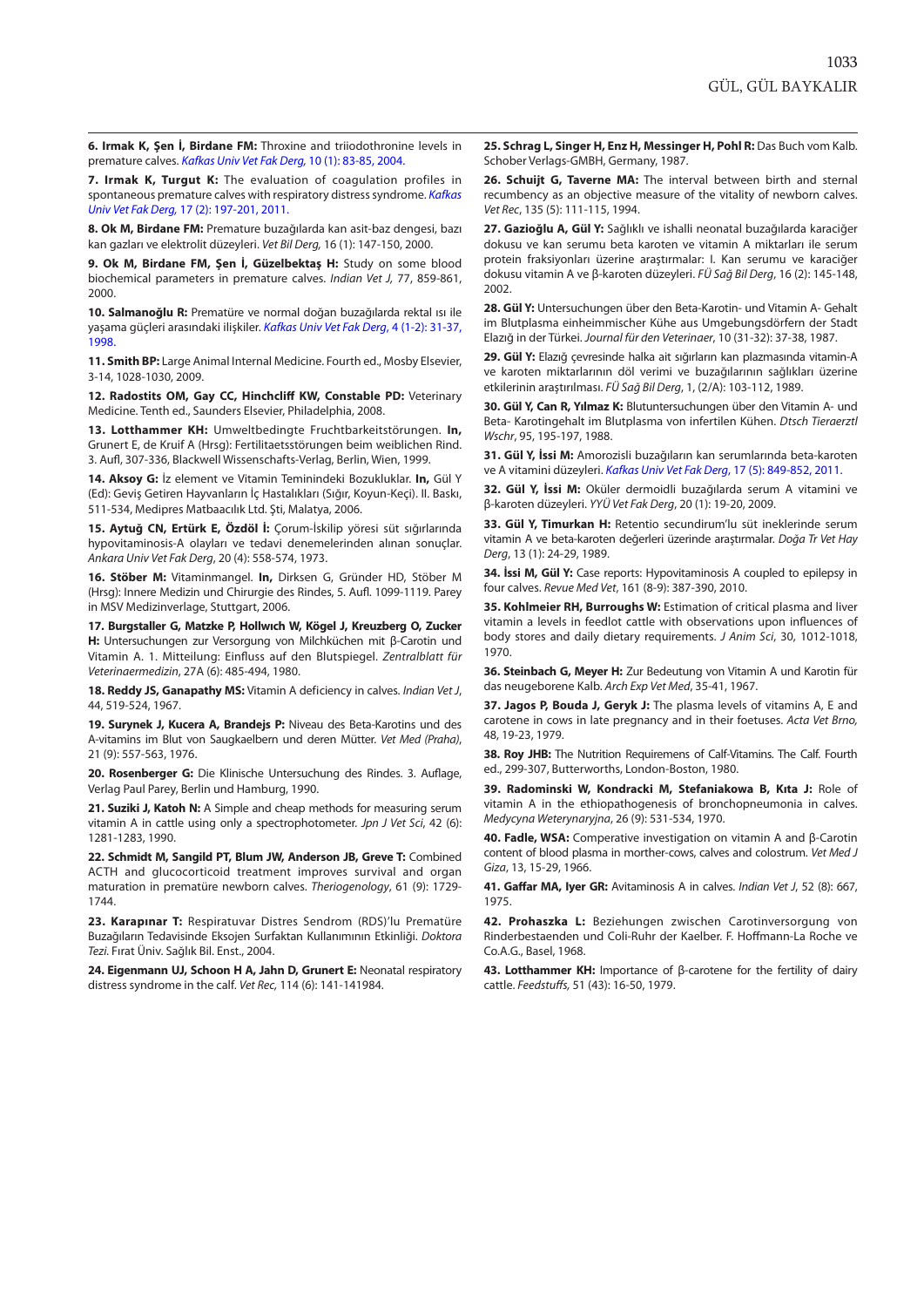**6. Irmak K, Şen İ, Birdane FM:** Throxine and triiodothronine levels in premature calves. *Kafkas Univ Vet Fak Derg,* 10 (1): 83-85, 2004.

**7. Irmak K, Turgut K:** The evaluation of coagulation profiles in spontaneous premature calves with respiratory distress syndrome. *Kafkas Univ Vet Fak Derg,* 17 (2): 197-201, 2011.

**8. Ok M, Birdane FM:** Premature buzağılarda kan asit-baz dengesi, bazı kan gazları ve elektrolit düzeyleri. *Vet Bil Derg,* 16 (1): 147-150, 2000.

**9. Ok M, Birdane FM, Şen İ, Güzelbektaş H:** Study on some blood biochemical parameters in premature calves. *Indian Vet J,* 77, 859-861, 2000.

**10. Salmanoğlu R:** Prematüre ve normal doğan buzağılarda rektal ısı ile yaşama güçleri arasındaki ilişkiler. *Kafkas Univ Vet Fak Derg,* 4 (1-2): 31-37, 1998.

**11. Smith BP:** Large Animal Internal Medicine. Fourth ed., Mosby Elsevier, 3-14, 1028-1030, 2009.

**12. Radostits OM, Gay CC, Hinchcliff KW, Constable PD:** Veterinary Medicine. Tenth ed., Saunders Elsevier, Philadelphia, 2008.

**13. Lotthammer KH:** Umweltbedingte Fruchtbarkeitsstörungen. **In,** Grunert E, de Kruif A (Hrsg): Fertilitaetsstörungen beim weiblichen Rind. 3. Aufl, 307-336, Blackwell Wissenschafts-Verlag, Berlin, Wien, 1999.

**14. Aksoy G:** İz element ve Vitamin Teminindeki Bozukluklar. **In,** Gül Y (Ed): Geviş Getiren Hayvanların İç Hastalıkları (Sığır, Koyun-Keçi). II. Baskı, 511-534, Medipres Matbaacılık Ltd. Şti, Malatya, 2006.

**15. Aytuğ CN, Ertürk E, Özdöl İ:** Çorum-İskilip yöresi süt sığırlarında hypovitaminosis-A olayları ve tedavi denemelerinden alınan sonuçlar. *Ankara Univ Vet Fak Derg*, 20 (4): 558-574, 1973.

**16. Stöber M:** Vitaminmangel. **In,** Dirksen G, Gründer HD, Stöber M (Hrsg): Innere Medizin und Chirurgie des Rindes, 5. Aufl. 1099-1119. Parey in MSV Medizinverlage, Stuttgart, 2006.

**17. Burgstaller G, Matzke P, Hollwıch W, Kögel J, Kreuzberg O, Zucker H:** Untersuchungen zur Versorgung von Milchküchen mit β-Carotin und Vitamin A. 1. Mitteilung: Einfluss auf den Blutspiegel. *Zentralblatt für Veterinaermedizin*, 27A (6): 485-494, 1980.

**18. Reddy JS, Ganapathy MS:** Vitamin A deficiency in calves. *Indian Vet J*, 44, 519-524, 1967.

**19. Surynek J, Kucera A, Brandejs P:** Niveau des Beta-Karotins und des A-vitamins im Blut von Saugkaelbern und deren Mütter. *Vet Med (Praha)*, 21 (9): 557-563, 1976.

**20. Rosenberger G:** Die Klinische Untersuchung des Rindes. 3. Auflage, Verlag Paul Parey, Berlin und Hamburg, 1990.

**21. Suziki J, Katoh N:** A Simple and cheap methods for measuring serum vitamin A in cattle using only a spectrophotometer. *Jpn J Vet Sci*, 42 (6): 1281-1283, 1990.

**22. Schmidt M, Sangild PT, Blum JW, Anderson JB, Greve T:** Combined ACTH and glucocorticoid treatment improves survival and organ maturation in prematüre newborn calves. *Theriogenology*, 61 (9): 1729-1744.

**23. Karapınar T:** Respiratuvar Distres Sendrom (RDS)'lu Prematüre Buzağıların Tedavisinde Eksojen Surfaktan Kullanımının Etkinliği. *Doktora Tezi.* Fırat Üniv. Sağlık Bil. Enst., 2004.

**24. Eigenmann UJ, Schoon H A, Jahn D, Grunert E:** Neonatal respiratory distress syndrome in the calf. *Vet Rec*, 114 (6): 141-141984.

**25. Schrag L, Singer H, Enz H, Messinger H, Pohl R:** Das Buch vom Kalb. Schober Verlags-GMBH, Germany, 1987.

**26. Schuijt G, Taverne MA:** The interval between birth and sternal recumbency as an objective measure of the vitality of newborn calves. *Vet Rec*, 135 (5): 111-115, 1994.

**27. Gazioğlu A, Gül Y:** Sağlıklı ve ishalli neonatal buzağılarda karaciğer dokusu ve kan serumu beta karoten ve vitamin A miktarları ile serum protein fraksiyonları üzerine araştırmalar: I. Kan serumu ve karaciğer dokusu vitamin A ve β-karoten düzeyleri. *FÜ Sağ Bil Derg*, 16 (2): 145-148, 2002.

**28. Gül Y:** Untersuchungen über den Beta-Karotin- und Vitamin A- Gehalt im Blutplasma einheimmischer Kühe aus Umgebungsdörfern der Stadt Elazığ in der Türkei. *Journal für den Veterinaer*, 10 (31-32): 37-38, 1987.

**29. Gül Y:** Elazığ çevresinde halka ait sığırların kan plazmasında vitamin-A ve karoten miktarlarının döl verimi ve buzağılarının sağlıkları üzerine etkilerinin araştırılması. *FÜ Sağ Bil Derg*, 1, (2/A): 103-112, 1989.

**30. Gül Y, Can R, Yılmaz K:** Blutuntersuchungen über den Vitamin A- und Beta- Karotingehalt im Blutplasma von infertilen Kühen. *Dtsch Tieraerztl Wschr*, 95, 195-197, 1988.

**31. Gül Y, İssi M:** Amorozisli buzağıların kan serumlarında beta-karoten ve A vitamini düzeyleri. *Kafkas Univ Vet Fak Derg*, 17 (5): 849-852, 2011.

**32. Gül Y, İssi M:** Oküler dermoidli buzağılarda serum A vitamini ve β-karoten düzeyleri. *YYÜ Vet Fak Derg*, 20 (1): 19-20, 2009.

**33. Gül Y, Timurkan H:** Retentio secundirum'lu süt ineklerinde serum vitamin A ve beta-karoten değerleri üzerinde araştırmalar. *Doğa Tr Vet Hay Derg*, 13 (1): 24-29, 1989.

**34. İssi M, Gül Y:** Case reports: Hypovitaminosis A coupled to epilepsy in four calves. *Revue Med Vet*, 161 (8-9): 387-390, 2010.

**35. Kohlmeier RH, Burroughs W:** Estimation of critical plasma and liver vitamin a levels in feedlot cattle with observations upon influences of body stores and daily dietary requirements. *J Anim Sci*, 30, 1012-1018, 1970.

**36. Steinbach G, Meyer H:** Zur Bedeutung von Vitamin A und Karotin für das neugeborene Kalb. *Arch Exp Vet Med*, 35-41, 1967.

**37. Jagos P, Bouda J, Geryk J:** The plasma levels of vitamins A, E and carotene in cows in late pregnancy and in their foetuses. *Acta Vet Brno,* 48, 19-23, 1979.

**38. Roy JHB:** The Nutrition Requiremens of Calf-Vitamins. The Calf. Fourth ed., 299-307, Butterworths, London-Boston, 1980.

**39. Radominski B, Kondracki M, Stefaniakowa B, Kıta J:** Role of vitamin A in the ethiopathogenesis of bronchopneumonia in calves. *Medycyna Weterynaryjna*, 26 (9): 531-534, 1970.

**40. Fadle, WSA:** Comperative investigation on vitamin A and β-Carotin content of blood plasma in morther-cows, calves and colostrum. *Vet Med J Giza*, 13, 15-29, 1966.

**41. Gaffar MA, Iyer GR:** Avitaminosis A in calves. *Indian Vet J*, 52 (8): 667, 1975.

**42. Prohaszka L:** Beziehungen zwischen Carotinversorgung von Rinderbestaenden und Coli-Ruhr der Kaelber. F. Hoffmann-La Roche ve Co.A.G., Basel, 1968.

**43. Lotthammer KH:** Importance of β-carotene for the fertility of dairy cattle. *Feedstuffs,* 51 (43): 16-50, 1979.